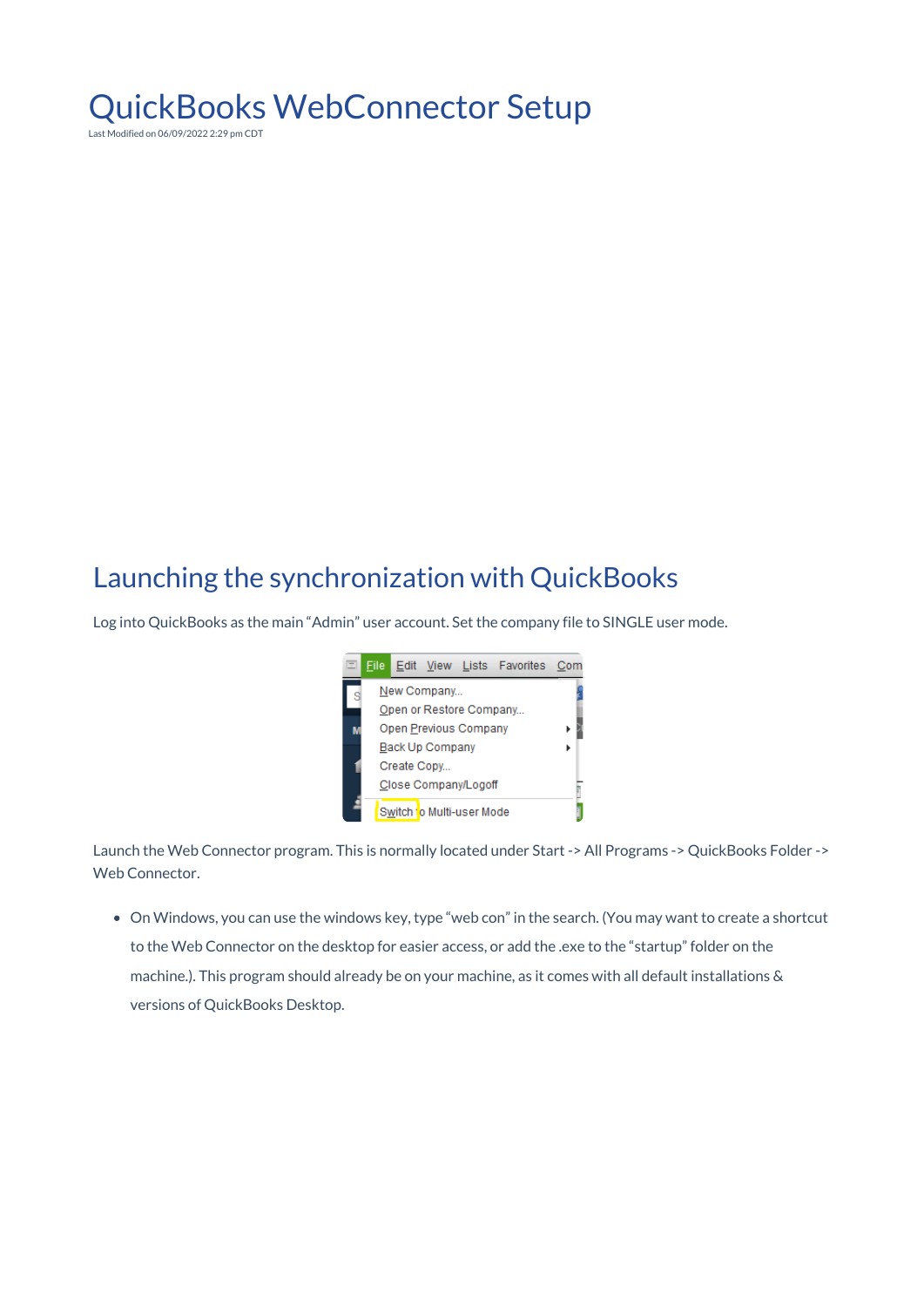# QuickBooks WebConnector Setup

Last Modified on 06/09/2022 2:29 pm CDT

## Launching the synchronization with QuickBooks

Log into QuickBooks as the main "Admin" user account. Set the company file to SINGLE user mode.

Launch the Web Connector program. This is normally located under Start -> All Programs -> QuickBooks Folder -> Web Connector.

- On Windows, you can use the windows key, type "web con" in the search. (You may want to create a shortcut to the Web Connector on the desktop for easier access, or add the .exe to the "startup" folder on the machine.). This program should already be on your machine, as it comes with all default installations & versions of QuickBooks Desktop.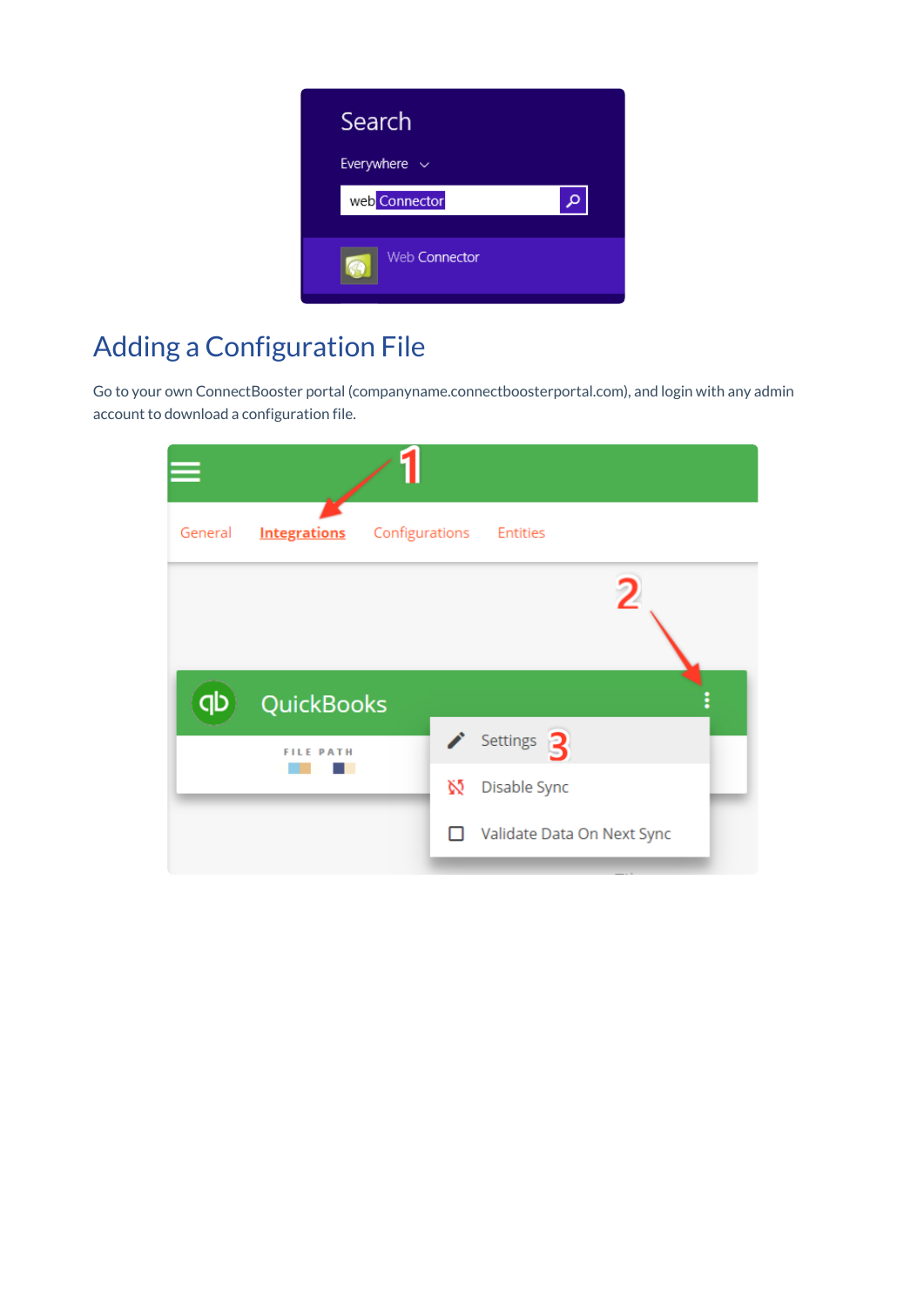## Adding a Configuration File

Go to your own ConnectBooster portal (companyname.connectboosterportal.com), and login with any admin account to download a configuration file.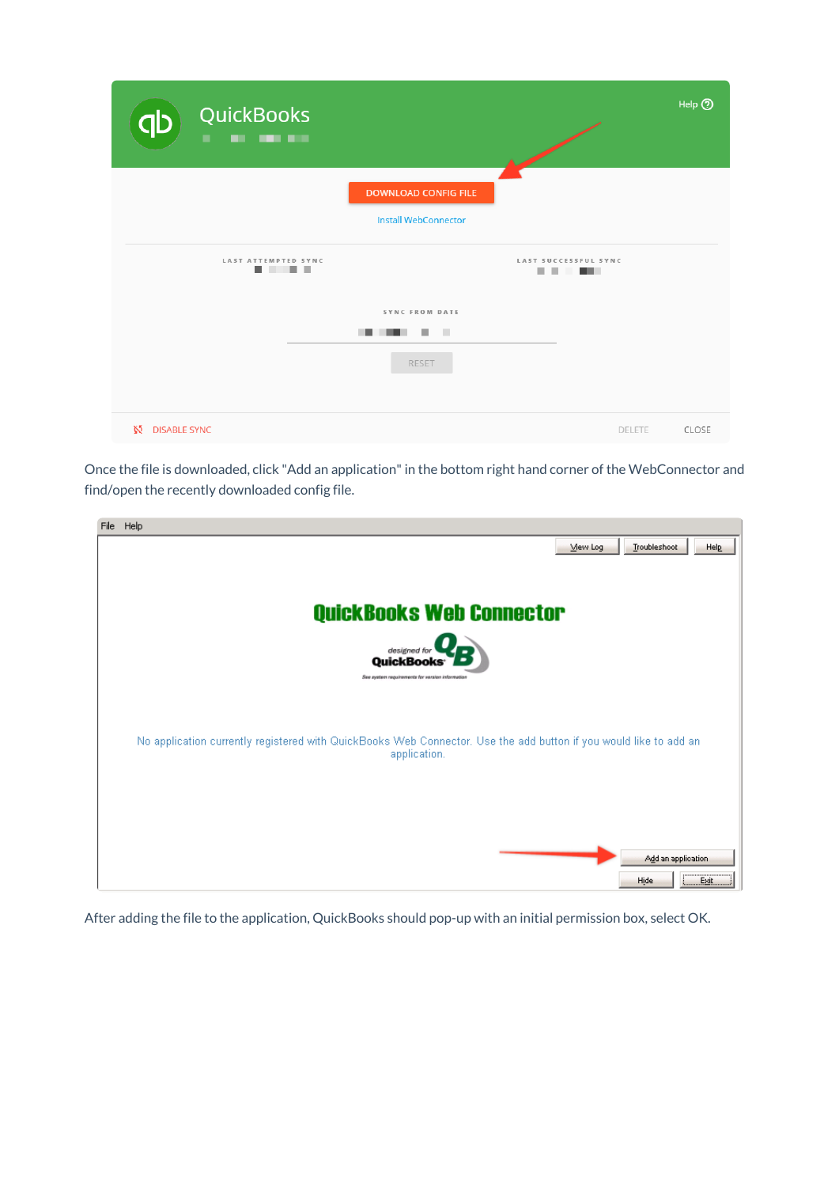Once the file is downloaded, click "Add an application" in the bottom right hand corner of the WebConnector and find/open the recently downloaded config file.

After adding the file to the application, QuickBooks should pop-up with an initial permission box, select OK.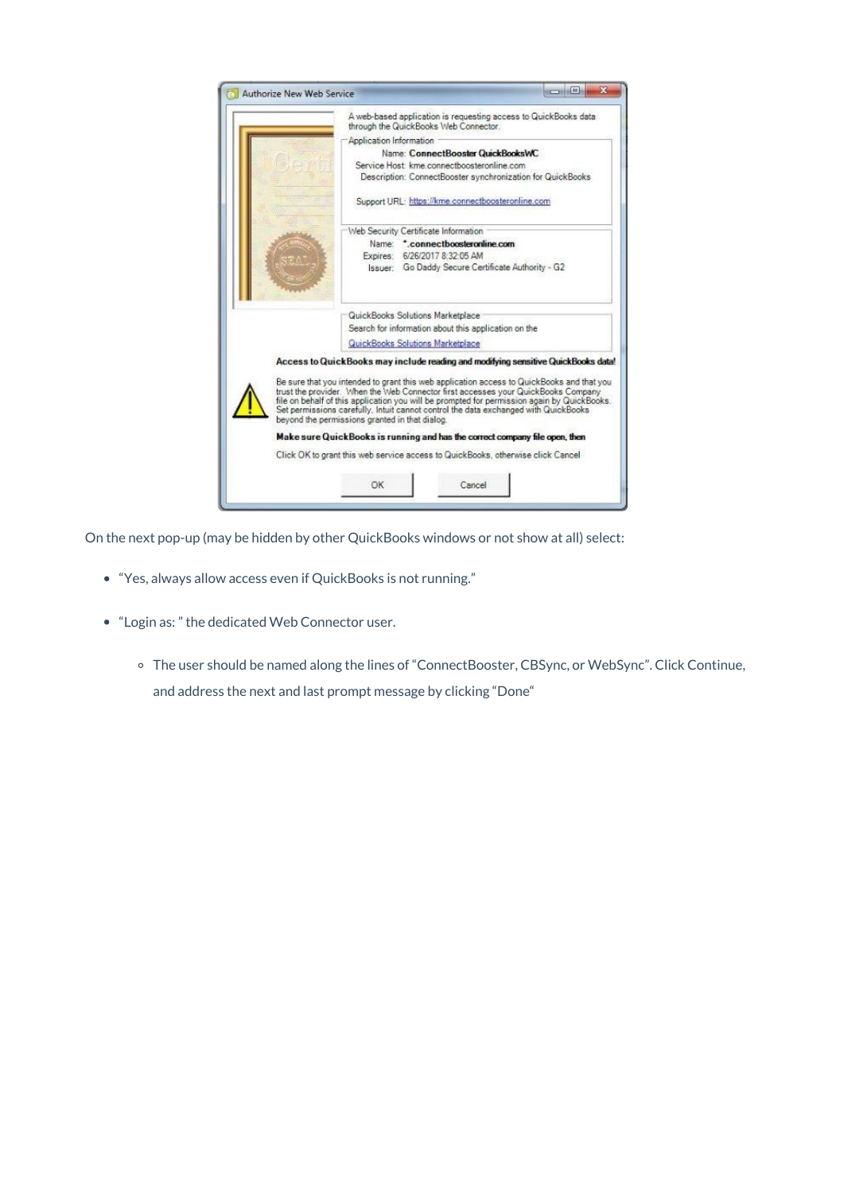On the next pop-up (may be hidden by other QuickBooks windows or not show at all) select:

- “Yes, always allow access even if QuickBooks is not running.”
- “Login as: ” the dedicated Web Connector user.
  - The user should be named along the lines of “ConnectBooster, CBSync, or WebSync”. Click Continue, and address the next and last prompt message by clicking “Done“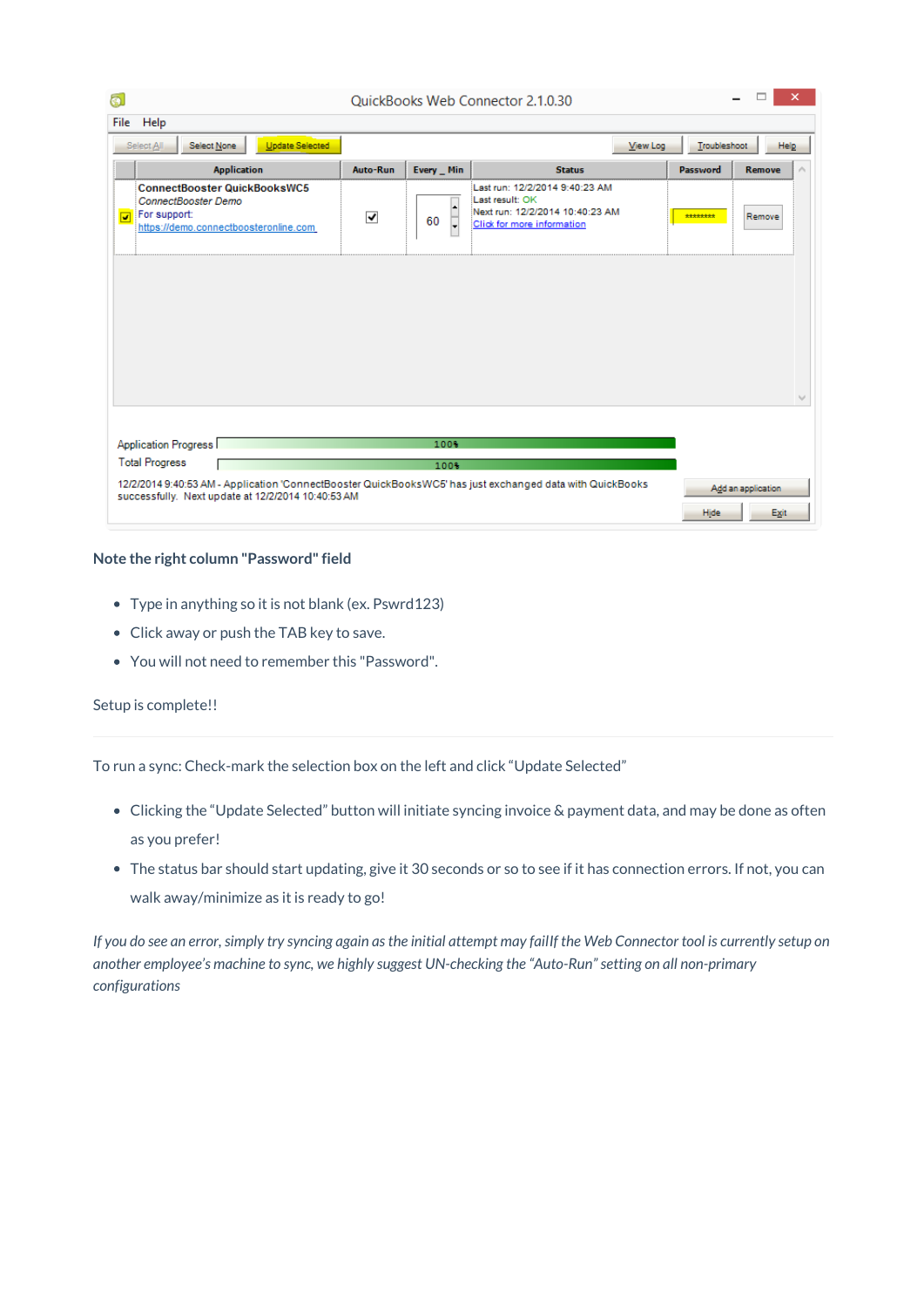**Note the right column "Password" field**

- Type in anything so it is not blank (ex. Pswrd123)
- Click away or push the TAB key to save.
- You will not need to remember this "Password".

Setup is complete!!

---

To run a sync: Check-mark the selection box on the left and click “Update Selected”

- Clicking the “Update Selected” button will initiate syncing invoice & payment data, and may be done as often as you prefer!
- The status bar should start updating, give it 30 seconds or so to see if it has connection errors. If not, you can walk away/minimize as it is ready to go!

*If you do see an error, simply try syncing again as the initial attempt may failIf the Web Connector tool is currently setup on another employee’s machine to sync, we highly suggest UN-checking the “Auto-Run” setting on all non-primary configurations*